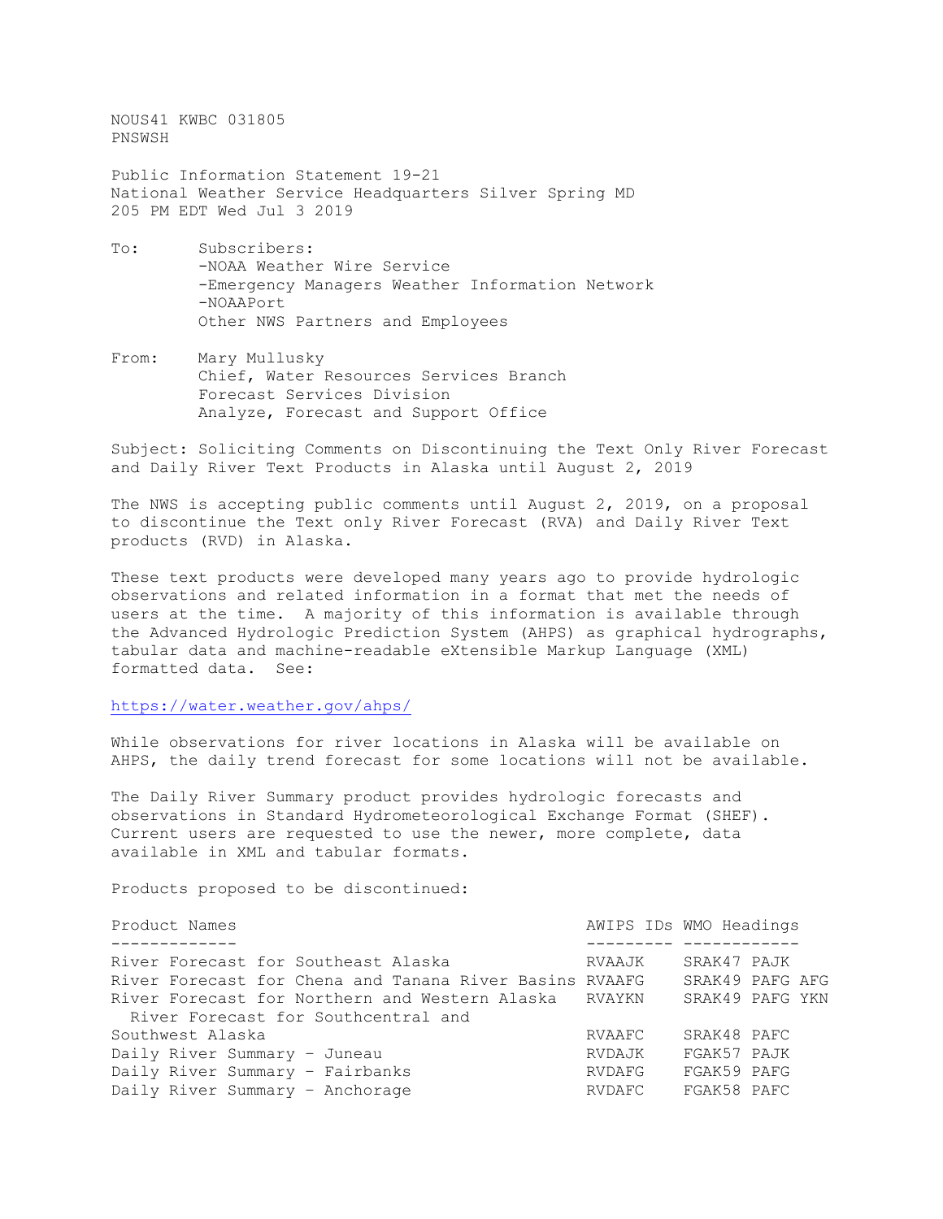NOUS41 KWBC 031805
PNSWSH

Public Information Statement 19-21
National Weather Service Headquarters Silver Spring MD
205 PM EDT Wed Jul 3 2019

To: Subscribers:
-NOAA Weather Wire Service
-Emergency Managers Weather Information Network
-NOAAPort
Other NWS Partners and Employees

From: Mary Mullusky
Chief, Water Resources Services Branch
Forecast Services Division
Analyze, Forecast and Support Office

Subject: Soliciting Comments on Discontinuing the Text Only River Forecast and Daily River Text Products in Alaska until August 2, 2019

The NWS is accepting public comments until August 2, 2019, on a proposal to discontinue the Text only River Forecast (RVA) and Daily River Text products (RVD) in Alaska.

These text products were developed many years ago to provide hydrologic observations and related information in a format that met the needs of users at the time. A majority of this information is available through the Advanced Hydrologic Prediction System (AHPS) as graphical hydrographs, tabular data and machine-readable eXtensible Markup Language (XML) formatted data. See:

https://water.weather.gov/ahps/

While observations for river locations in Alaska will be available on AHPS, the daily trend forecast for some locations will not be available.

The Daily River Summary product provides hydrologic forecasts and observations in Standard Hydrometeorological Exchange Format (SHEF). Current users are requested to use the newer, more complete, data available in XML and tabular formats.

Products proposed to be discontinued:

| Product Names | AWIPS IDs | WMO Headings |
|---|---|---|
| River Forecast for Southeast Alaska | RVAAJK | SRAK47 PAJK |
| River Forecast for Chena and Tanana River Basins | RVAAFG | SRAK49 PAFG AFG |
| River Forecast for Northern and Western Alaska | RVAYKN | SRAK49 PAFG YKN |
| River Forecast for Southcentral and Southwest Alaska | RVAAFC | SRAK48 PAFC |
| Daily River Summary - Juneau | RVDAJK | FGAK57 PAJK |
| Daily River Summary - Fairbanks | RVDAFG | FGAK59 PAFG |
| Daily River Summary - Anchorage | RVDAFC | FGAK58 PAFC |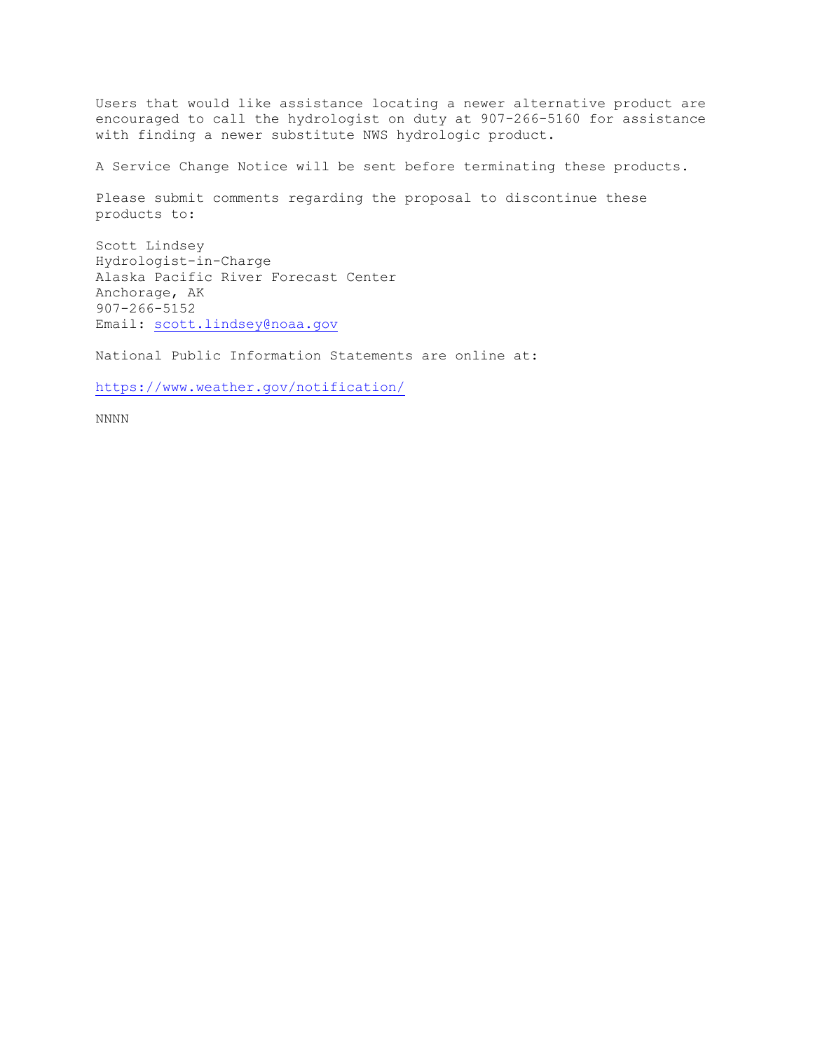Users that would like assistance locating a newer alternative product are encouraged to call the hydrologist on duty at 907-266-5160 for assistance with finding a newer substitute NWS hydrologic product.

A Service Change Notice will be sent before terminating these products.

Please submit comments regarding the proposal to discontinue these products to:

Scott Lindsey  
Hydrologist-in-Charge  
Alaska Pacific River Forecast Center  
Anchorage, AK  
907-266-5152  
Email: scott.lindsey@noaa.gov

National Public Information Statements are online at:

https://www.weather.gov/notification/

NNNN